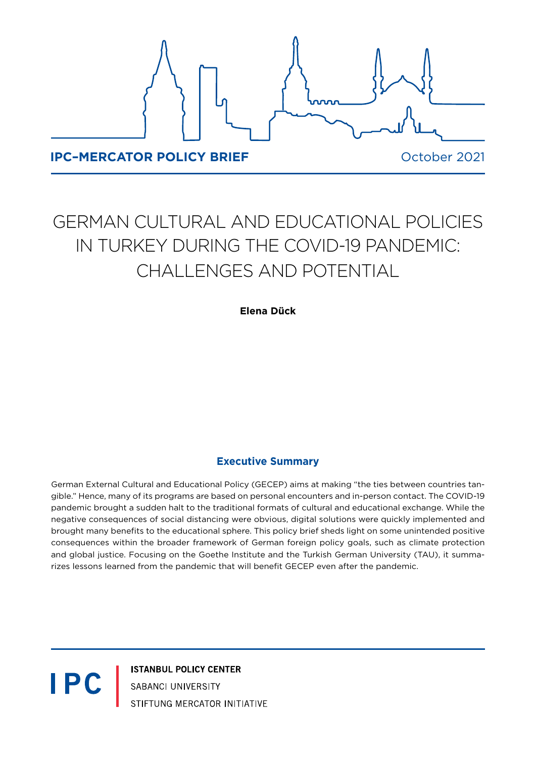**IPC–MERCATOR POLICY BRIEF**

October 2021

# GERMAN CULTURAL AND EDUCATIONAL POLICIES IN TURKEY DURING THE COVID-19 PANDEMIC: CHALLENGES AND POTENTIAL

**Elena Dück**

## Executive Summary

German External Cultural and Educational Policy (GECEP) aims at making "the ties between countries tangible." Hence, many of its programs are based on personal encounters and in-person contact. The COVID-19 pandemic brought a sudden halt to the traditional formats of cultural and educational exchange. While the negative consequences of social distancing were obvious, digital solutions were quickly implemented and brought many benefits to the educational sphere. This policy brief sheds light on some unintended positive consequences within the broader framework of German foreign policy goals, such as climate protection and global justice. Focusing on the Goethe Institute and the Turkish German University (TAU), it summarizes lessons learned from the pandemic that will benefit GECEP even after the pandemic.

IPC | ISTANBUL POLICY CENTER
SABANCI UNIVERSITY
STIFTUNG MERCATOR INITIATIVE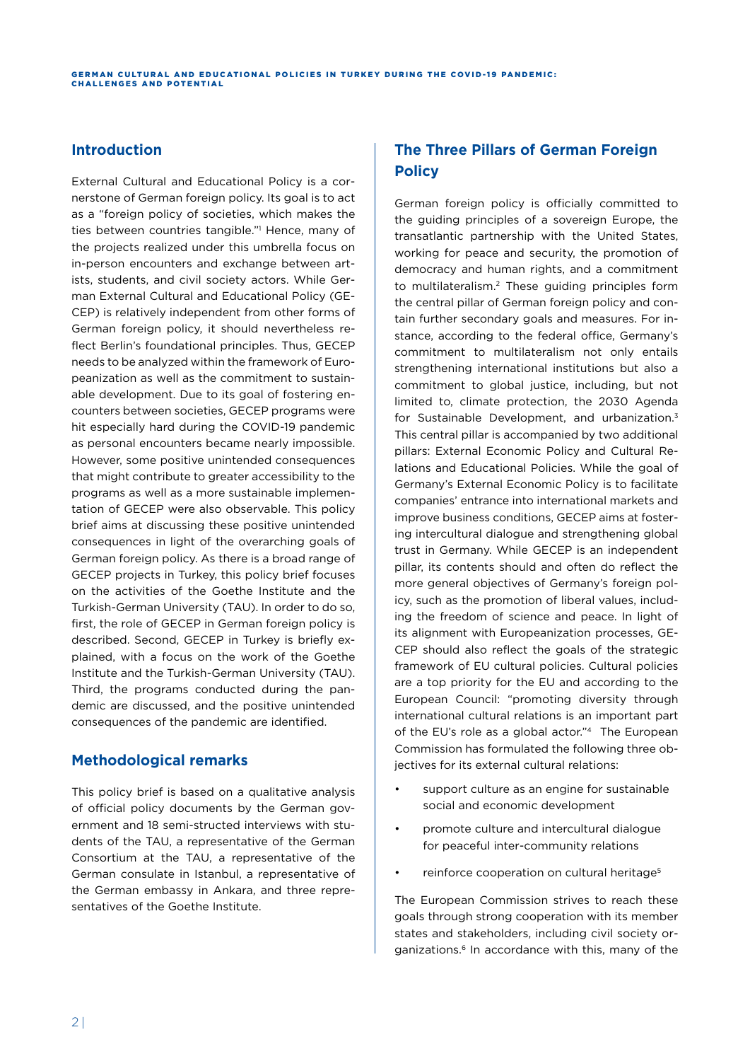## Introduction

External Cultural and Educational Policy is a cornerstone of German foreign policy. Its goal is to act as a "foreign policy of societies, which makes the ties between countries tangible."[1] Hence, many of the projects realized under this umbrella focus on in-person encounters and exchange between artists, students, and civil society actors. While German External Cultural and Educational Policy (GECEP) is relatively independent from other forms of German foreign policy, it should nevertheless reflect Berlin's foundational principles. Thus, GECEP needs to be analyzed within the framework of Europeanization as well as the commitment to sustainable development. Due to its goal of fostering encounters between societies, GECEP programs were hit especially hard during the COVID-19 pandemic as personal encounters became nearly impossible. However, some positive unintended consequences that might contribute to greater accessibility to the programs as well as a more sustainable implementation of GECEP were also observable. This policy brief aims at discussing these positive unintended consequences in light of the overarching goals of German foreign policy. As there is a broad range of GECEP projects in Turkey, this policy brief focuses on the activities of the Goethe Institute and the Turkish-German University (TAU). In order to do so, first, the role of GECEP in German foreign policy is described. Second, GECEP in Turkey is briefly explained, with a focus on the work of the Goethe Institute and the Turkish-German University (TAU). Third, the programs conducted during the pandemic are discussed, and the positive unintended consequences of the pandemic are identified.

## Methodological remarks

This policy brief is based on a qualitative analysis of official policy documents by the German government and 18 semi-structed interviews with students of the TAU, a representative of the German Consortium at the TAU, a representative of the German consulate in Istanbul, a representative of the German embassy in Ankara, and three representatives of the Goethe Institute.

## The Three Pillars of German Foreign Policy

German foreign policy is officially committed to the guiding principles of a sovereign Europe, the transatlantic partnership with the United States, working for peace and security, the promotion of democracy and human rights, and a commitment to multilateralism.[2] These guiding principles form the central pillar of German foreign policy and contain further secondary goals and measures. For instance, according to the federal office, Germany's commitment to multilateralism not only entails strengthening international institutions but also a commitment to global justice, including, but not limited to, climate protection, the 2030 Agenda for Sustainable Development, and urbanization.[3] This central pillar is accompanied by two additional pillars: External Economic Policy and Cultural Relations and Educational Policies. While the goal of Germany's External Economic Policy is to facilitate companies' entrance into international markets and improve business conditions, GECEP aims at fostering intercultural dialogue and strengthening global trust in Germany. While GECEP is an independent pillar, its contents should and often do reflect the more general objectives of Germany's foreign policy, such as the promotion of liberal values, including the freedom of science and peace. In light of its alignment with Europeanization processes, GECEP should also reflect the goals of the strategic framework of EU cultural policies. Cultural policies are a top priority for the EU and according to the European Council: "promoting diversity through international cultural relations is an important part of the EU's role as a global actor."[4] The European Commission has formulated the following three objectives for its external cultural relations:

- support culture as an engine for sustainable social and economic development
- promote culture and intercultural dialogue for peaceful inter-community relations
- reinforce cooperation on cultural heritage[5]

The European Commission strives to reach these goals through strong cooperation with its member states and stakeholders, including civil society organizations.[6] In accordance with this, many of the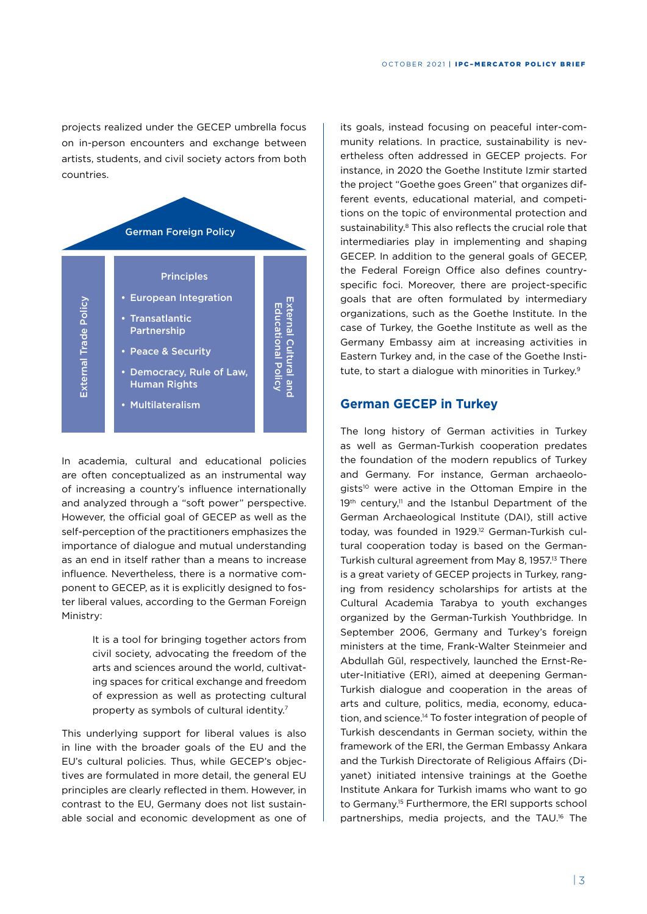projects realized under the GECEP umbrella focus on in-person encounters and exchange between artists, students, and civil society actors from both countries.

German Foreign Policy

External Trade Policy

Principles

- European Integration
- Transatlantic Partnership
- Peace & Security
- Democracy, Rule of Law, Human Rights
- Multilateralism

External Cultural and Educational Policy

In academia, cultural and educational policies are often conceptualized as an instrumental way of increasing a country's influence internationally and analyzed through a "soft power" perspective. However, the official goal of GECEP as well as the self-perception of the practitioners emphasizes the importance of dialogue and mutual understanding as an end in itself rather than a means to increase influence. Nevertheless, there is a normative component to GECEP, as it is explicitly designed to foster liberal values, according to the German Foreign Ministry:

> It is a tool for bringing together actors from civil society, advocating the freedom of the arts and sciences around the world, cultivating spaces for critical exchange and freedom of expression as well as protecting cultural property as symbols of cultural identity.[7]

This underlying support for liberal values is also in line with the broader goals of the EU and the EU's cultural policies. Thus, while GECEP's objectives are formulated in more detail, the general EU principles are clearly reflected in them. However, in contrast to the EU, Germany does not list sustainable social and economic development as one of its goals, instead focusing on peaceful inter-community relations. In practice, sustainability is nevertheless often addressed in GECEP projects. For instance, in 2020 the Goethe Institute Izmir started the project "Goethe goes Green" that organizes different events, educational material, and competitions on the topic of environmental protection and sustainability.[8] This also reflects the crucial role that intermediaries play in implementing and shaping GECEP. In addition to the general goals of GECEP, the Federal Foreign Office also defines country-specific foci. Moreover, there are project-specific goals that are often formulated by intermediary organizations, such as the Goethe Institute. In the case of Turkey, the Goethe Institute as well as the Germany Embassy aim at increasing activities in Eastern Turkey and, in the case of the Goethe Institute, to start a dialogue with minorities in Turkey.[9]

## German GECEP in Turkey

The long history of German activities in Turkey as well as German-Turkish cooperation predates the foundation of the modern republics of Turkey and Germany. For instance, German archaeologists[10] were active in the Ottoman Empire in the 19th century,[11] and the Istanbul Department of the German Archaeological Institute (DAI), still active today, was founded in 1929.[12] German-Turkish cultural cooperation today is based on the German-Turkish cultural agreement from May 8, 1957.[13] There is a great variety of GECEP projects in Turkey, ranging from residency scholarships for artists at the Cultural Academia Tarabya to youth exchanges organized by the German-Turkish Youthbridge. In September 2006, Germany and Turkey's foreign ministers at the time, Frank-Walter Steinmeier and Abdullah Gül, respectively, launched the Ernst-Reuter-Initiative (ERI), aimed at deepening German-Turkish dialogue and cooperation in the areas of arts and culture, politics, media, economy, education, and science.[14] To foster integration of people of Turkish descendants in German society, within the framework of the ERI, the German Embassy Ankara and the Turkish Directorate of Religious Affairs (Diyanet) initiated intensive trainings at the Goethe Institute Ankara for Turkish imams who want to go to Germany.[15] Furthermore, the ERI supports school partnerships, media projects, and the TAU.[16] The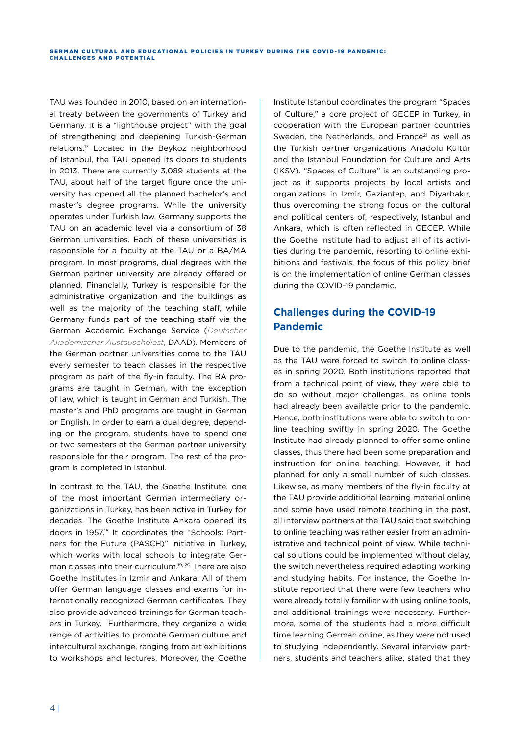TAU was founded in 2010, based on an international treaty between the governments of Turkey and Germany. It is a "lighthouse project" with the goal of strengthening and deepening Turkish-German relations.[17] Located in the Beykoz neighborhood of Istanbul, the TAU opened its doors to students in 2013. There are currently 3,089 students at the TAU, about half of the target figure once the university has opened all the planned bachelor's and master's degree programs. While the university operates under Turkish law, Germany supports the TAU on an academic level via a consortium of 38 German universities. Each of these universities is responsible for a faculty at the TAU or a BA/MA program. In most programs, dual degrees with the German partner university are already offered or planned. Financially, Turkey is responsible for the administrative organization and the buildings as well as the majority of the teaching staff, while Germany funds part of the teaching staff via the German Academic Exchange Service (*Deutscher Akademischer Austauschdiest*, DAAD). Members of the German partner universities come to the TAU every semester to teach classes in the respective program as part of the fly-in faculty. The BA programs are taught in German, with the exception of law, which is taught in German and Turkish. The master's and PhD programs are taught in German or English. In order to earn a dual degree, depending on the program, students have to spend one or two semesters at the German partner university responsible for their program. The rest of the program is completed in Istanbul.

In contrast to the TAU, the Goethe Institute, one of the most important German intermediary organizations in Turkey, has been active in Turkey for decades. The Goethe Institute Ankara opened its doors in 1957.[18] It coordinates the "Schools: Partners for the Future (PASCH)" initiative in Turkey, which works with local schools to integrate German classes into their curriculum.[19, 20] There are also Goethe Institutes in Izmir and Ankara. All of them offer German language classes and exams for internationally recognized German certificates. They also provide advanced trainings for German teachers in Turkey. Furthermore, they organize a wide range of activities to promote German culture and intercultural exchange, ranging from art exhibitions to workshops and lectures. Moreover, the Goethe Institute Istanbul coordinates the program "Spaces of Culture," a core project of GECEP in Turkey, in cooperation with the European partner countries Sweden, the Netherlands, and France[21] as well as the Turkish partner organizations Anadolu Kültür and the Istanbul Foundation for Culture and Arts (IKSV). "Spaces of Culture" is an outstanding project as it supports projects by local artists and organizations in Izmir, Gaziantep, and Diyarbakır, thus overcoming the strong focus on the cultural and political centers of, respectively, Istanbul and Ankara, which is often reflected in GECEP. While the Goethe Institute had to adjust all of its activities during the pandemic, resorting to online exhibitions and festivals, the focus of this policy brief is on the implementation of online German classes during the COVID-19 pandemic.

## Challenges during the COVID-19 Pandemic

Due to the pandemic, the Goethe Institute as well as the TAU were forced to switch to online classes in spring 2020. Both institutions reported that from a technical point of view, they were able to do so without major challenges, as online tools had already been available prior to the pandemic. Hence, both institutions were able to switch to online teaching swiftly in spring 2020. The Goethe Institute had already planned to offer some online classes, thus there had been some preparation and instruction for online teaching. However, it had planned for only a small number of such classes. Likewise, as many members of the fly-in faculty at the TAU provide additional learning material online and some have used remote teaching in the past, all interview partners at the TAU said that switching to online teaching was rather easier from an administrative and technical point of view. While technical solutions could be implemented without delay, the switch nevertheless required adapting working and studying habits. For instance, the Goethe Institute reported that there were few teachers who were already totally familiar with using online tools, and additional trainings were necessary. Furthermore, some of the students had a more difficult time learning German online, as they were not used to studying independently. Several interview partners, students and teachers alike, stated that they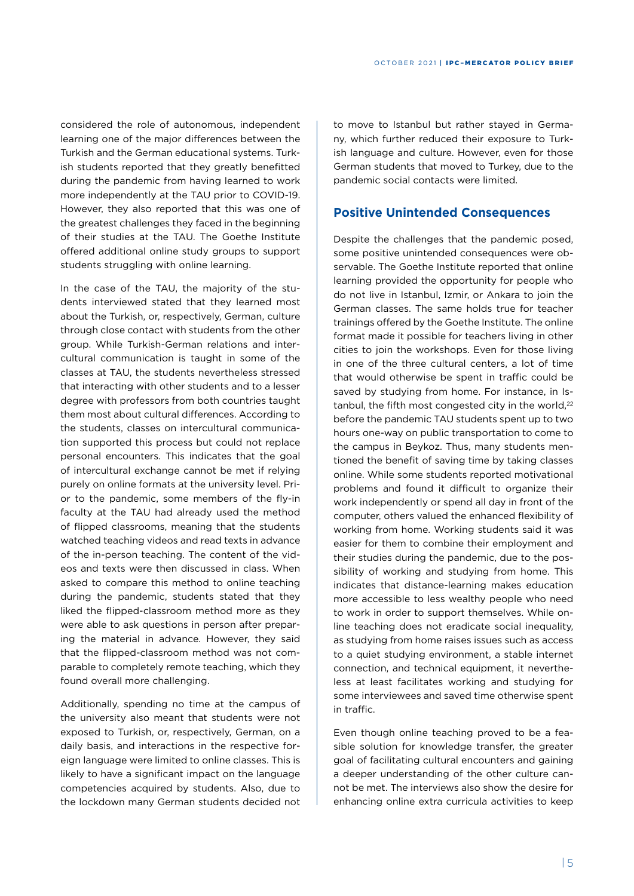considered the role of autonomous, independent learning one of the major differences between the Turkish and the German educational systems. Turkish students reported that they greatly benefitted during the pandemic from having learned to work more independently at the TAU prior to COVID-19. However, they also reported that this was one of the greatest challenges they faced in the beginning of their studies at the TAU. The Goethe Institute offered additional online study groups to support students struggling with online learning.

In the case of the TAU, the majority of the students interviewed stated that they learned most about the Turkish, or, respectively, German, culture through close contact with students from the other group. While Turkish-German relations and intercultural communication is taught in some of the classes at TAU, the students nevertheless stressed that interacting with other students and to a lesser degree with professors from both countries taught them most about cultural differences. According to the students, classes on intercultural communication supported this process but could not replace personal encounters. This indicates that the goal of intercultural exchange cannot be met if relying purely on online formats at the university level. Prior to the pandemic, some members of the fly-in faculty at the TAU had already used the method of flipped classrooms, meaning that the students watched teaching videos and read texts in advance of the in-person teaching. The content of the videos and texts were then discussed in class. When asked to compare this method to online teaching during the pandemic, students stated that they liked the flipped-classroom method more as they were able to ask questions in person after preparing the material in advance. However, they said that the flipped-classroom method was not comparable to completely remote teaching, which they found overall more challenging.

Additionally, spending no time at the campus of the university also meant that students were not exposed to Turkish, or, respectively, German, on a daily basis, and interactions in the respective foreign language were limited to online classes. This is likely to have a significant impact on the language competencies acquired by students. Also, due to the lockdown many German students decided not to move to Istanbul but rather stayed in Germany, which further reduced their exposure to Turkish language and culture. However, even for those German students that moved to Turkey, due to the pandemic social contacts were limited.

## Positive Unintended Consequences

Despite the challenges that the pandemic posed, some positive unintended consequences were observable. The Goethe Institute reported that online learning provided the opportunity for people who do not live in Istanbul, Izmir, or Ankara to join the German classes. The same holds true for teacher trainings offered by the Goethe Institute. The online format made it possible for teachers living in other cities to join the workshops. Even for those living in one of the three cultural centers, a lot of time that would otherwise be spent in traffic could be saved by studying from home. For instance, in Istanbul, the fifth most congested city in the world,[22] before the pandemic TAU students spent up to two hours one-way on public transportation to come to the campus in Beykoz. Thus, many students mentioned the benefit of saving time by taking classes online. While some students reported motivational problems and found it difficult to organize their work independently or spend all day in front of the computer, others valued the enhanced flexibility of working from home. Working students said it was easier for them to combine their employment and their studies during the pandemic, due to the possibility of working and studying from home. This indicates that distance-learning makes education more accessible to less wealthy people who need to work in order to support themselves. While online teaching does not eradicate social inequality, as studying from home raises issues such as access to a quiet studying environment, a stable internet connection, and technical equipment, it nevertheless at least facilitates working and studying for some interviewees and saved time otherwise spent in traffic.

Even though online teaching proved to be a feasible solution for knowledge transfer, the greater goal of facilitating cultural encounters and gaining a deeper understanding of the other culture cannot be met. The interviews also show the desire for enhancing online extra curricula activities to keep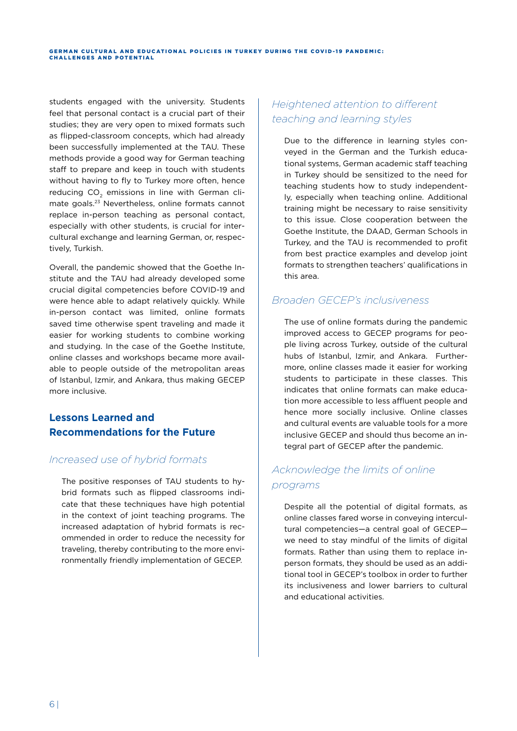students engaged with the university. Students feel that personal contact is a crucial part of their studies; they are very open to mixed formats such as flipped-classroom concepts, which had already been successfully implemented at the TAU. These methods provide a good way for German teaching staff to prepare and keep in touch with students without having to fly to Turkey more often, hence reducing $CO_2$ emissions in line with German climate goals.[23] Nevertheless, online formats cannot replace in-person teaching as personal contact, especially with other students, is crucial for intercultural exchange and learning German, or, respectively, Turkish.

Overall, the pandemic showed that the Goethe Institute and the TAU had already developed some crucial digital competencies before COVID-19 and were hence able to adapt relatively quickly. While in-person contact was limited, online formats saved time otherwise spent traveling and made it easier for working students to combine working and studying. In the case of the Goethe Institute, online classes and workshops became more available to people outside of the metropolitan areas of Istanbul, Izmir, and Ankara, thus making GECEP more inclusive.

## Lessons Learned and Recommendations for the Future

### *Increased use of hybrid formats*

The positive responses of TAU students to hybrid formats such as flipped classrooms indicate that these techniques have high potential in the context of joint teaching programs. The increased adaptation of hybrid formats is recommended in order to reduce the necessity for traveling, thereby contributing to the more environmentally friendly implementation of GECEP.

### *Heightened attention to different teaching and learning styles*

Due to the difference in learning styles conveyed in the German and the Turkish educational systems, German academic staff teaching in Turkey should be sensitized to the need for teaching students how to study independently, especially when teaching online. Additional training might be necessary to raise sensitivity to this issue. Close cooperation between the Goethe Institute, the DAAD, German Schools in Turkey, and the TAU is recommended to profit from best practice examples and develop joint formats to strengthen teachers' qualifications in this area.

### *Broaden GECEP's inclusiveness*

The use of online formats during the pandemic improved access to GECEP programs for people living across Turkey, outside of the cultural hubs of Istanbul, Izmir, and Ankara. Furthermore, online classes made it easier for working students to participate in these classes. This indicates that online formats can make education more accessible to less affluent people and hence more socially inclusive. Online classes and cultural events are valuable tools for a more inclusive GECEP and should thus become an integral part of GECEP after the pandemic.

### *Acknowledge the limits of online programs*

Despite all the potential of digital formats, as online classes fared worse in conveying intercultural competencies—a central goal of GECEP—we need to stay mindful of the limits of digital formats. Rather than using them to replace in-person formats, they should be used as an additional tool in GECEP's toolbox in order to further its inclusiveness and lower barriers to cultural and educational activities.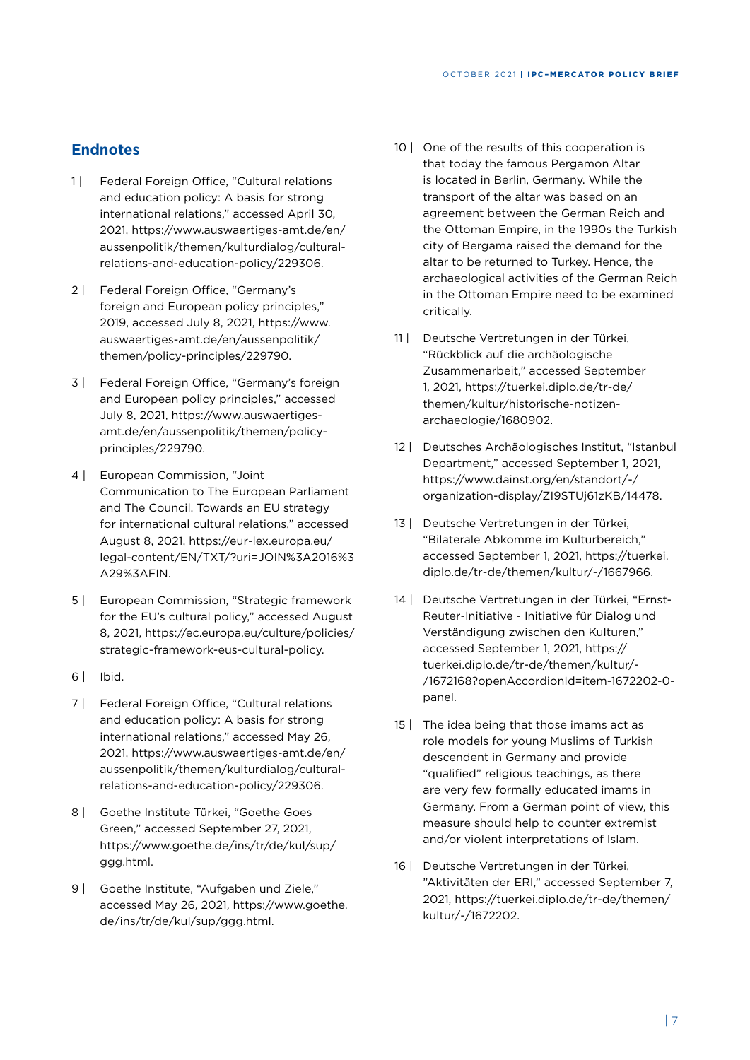## Endnotes

1 | Federal Foreign Office, "Cultural relations and education policy: A basis for strong international relations," accessed April 30, 2021, https://www.auswaertiges-amt.de/en/aussenpolitik/themen/kulturdialog/cultural-relations-and-education-policy/229306.

2 | Federal Foreign Office, "Germany's foreign and European policy principles," 2019, accessed July 8, 2021, https://www.auswaertiges-amt.de/en/aussenpolitik/themen/policy-principles/229790.

3 | Federal Foreign Office, "Germany's foreign and European policy principles," accessed July 8, 2021, https://www.auswaertiges-amt.de/en/aussenpolitik/themen/policy-principles/229790.

4 | European Commission, "Joint Communication to The European Parliament and The Council. Towards an EU strategy for international cultural relations," accessed August 8, 2021, https://eur-lex.europa.eu/legal-content/EN/TXT/?uri=JOIN%3A2016%3A29%3AFIN.

5 | European Commission, "Strategic framework for the EU's cultural policy," accessed August 8, 2021, https://ec.europa.eu/culture/policies/strategic-framework-eus-cultural-policy.

6 | Ibid.

7 | Federal Foreign Office, "Cultural relations and education policy: A basis for strong international relations," accessed May 26, 2021, https://www.auswaertiges-amt.de/en/aussenpolitik/themen/kulturdialog/cultural-relations-and-education-policy/229306.

8 | Goethe Institute Türkei, "Goethe Goes Green," accessed September 27, 2021, https://www.goethe.de/ins/tr/de/kul/sup/ggg.html.

9 | Goethe Institute, "Aufgaben und Ziele," accessed May 26, 2021, https://www.goethe.de/ins/tr/de/kul/sup/ggg.html.

10 | One of the results of this cooperation is that today the famous Pergamon Altar is located in Berlin, Germany. While the transport of the altar was based on an agreement between the German Reich and the Ottoman Empire, in the 1990s the Turkish city of Bergama raised the demand for the altar to be returned to Turkey. Hence, the archaeological activities of the German Reich in the Ottoman Empire need to be examined critically.

11 | Deutsche Vertretungen in der Türkei, "Rückblick auf die archäologische Zusammenarbeit," accessed September 1, 2021, https://tuerkei.diplo.de/tr-de/themen/kultur/historische-notizen-archaeologie/1680902.

12 | Deutsches Archäologisches Institut, "Istanbul Department," accessed September 1, 2021, https://www.dainst.org/en/standort/-/organization-display/ZI9STUj61zKB/14478.

13 | Deutsche Vertretungen in der Türkei, "Bilaterale Abkomme im Kulturbereich," accessed September 1, 2021, https://tuerkei.diplo.de/tr-de/themen/kultur/-/1667966.

14 | Deutsche Vertretungen in der Türkei, "Ernst-Reuter-Initiative - Initiative für Dialog und Verständigung zwischen den Kulturen," accessed September 1, 2021, https://tuerkei.diplo.de/tr-de/themen/kultur/-/1672168?openAccordionId=item-1672202-0-panel.

15 | The idea being that those imams act as role models for young Muslims of Turkish descendent in Germany and provide "qualified" religious teachings, as there are very few formally educated imams in Germany. From a German point of view, this measure should help to counter extremist and/or violent interpretations of Islam.

16 | Deutsche Vertretungen in der Türkei, "Aktivitäten der ERI," accessed September 7, 2021, https://tuerkei.diplo.de/tr-de/themen/kultur/-/1672202.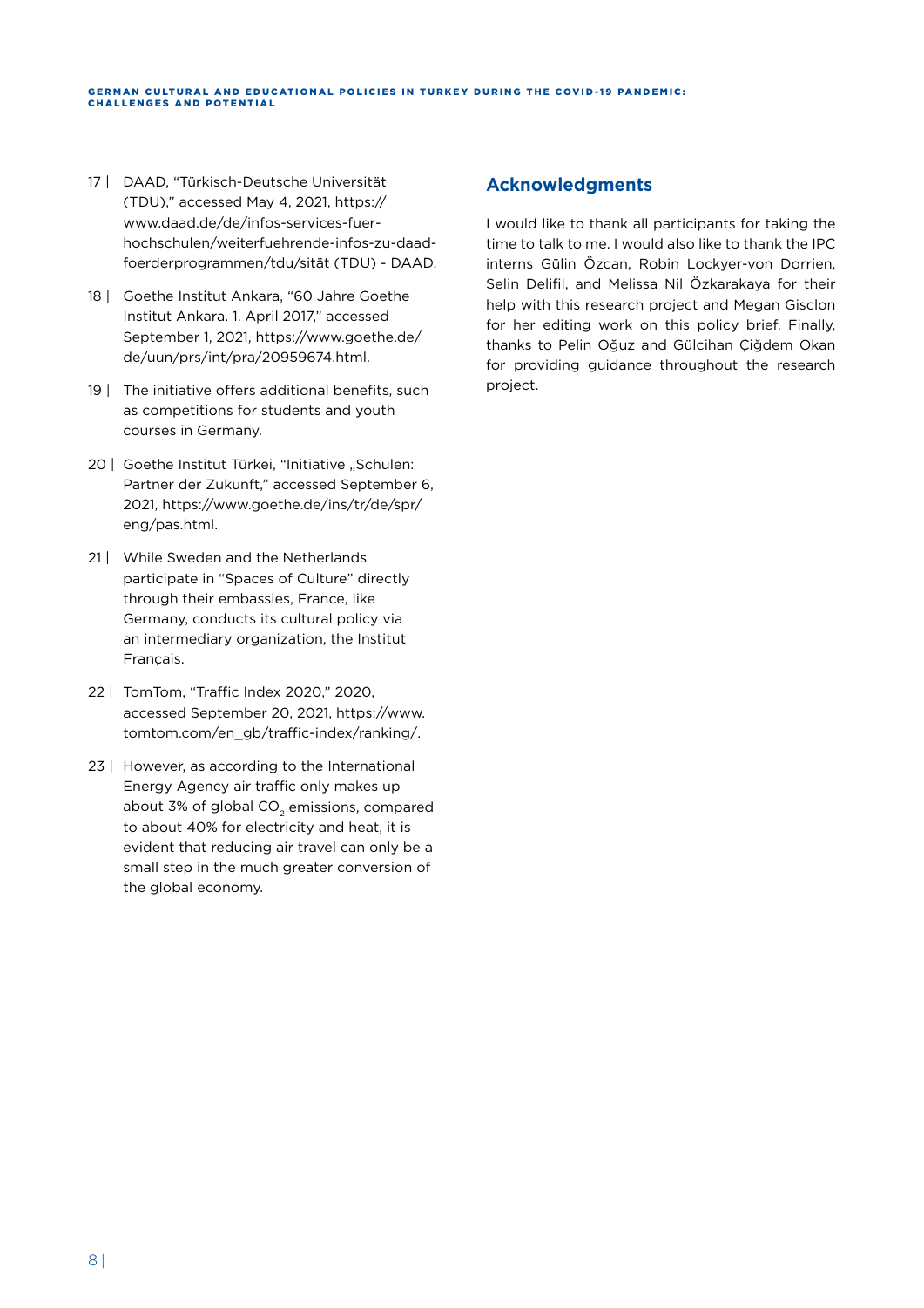17 | DAAD, "Türkisch-Deutsche Universität (TDU)," accessed May 4, 2021, https://www.daad.de/de/infos-services-fuer-hochschulen/weiterfuehrende-infos-zu-daad-foerderprogrammen/tdu/sität (TDU) - DAAD.

18 | Goethe Institut Ankara, "60 Jahre Goethe Institut Ankara. 1. April 2017," accessed September 1, 2021, https://www.goethe.de/de/uun/prs/int/pra/20959674.html.

19 | The initiative offers additional benefits, such as competitions for students and youth courses in Germany.

20 | Goethe Institut Türkei, "Initiative „Schulen: Partner der Zukunft," accessed September 6, 2021, https://www.goethe.de/ins/tr/de/spr/eng/pas.html.

21 | While Sweden and the Netherlands participate in "Spaces of Culture" directly through their embassies, France, like Germany, conducts its cultural policy via an intermediary organization, the Institut Français.

22 | TomTom, "Traffic Index 2020," 2020, accessed September 20, 2021, https://www.tomtom.com/en_gb/traffic-index/ranking/.

23 | However, as according to the International Energy Agency air traffic only makes up about 3% of global $CO_2$ emissions, compared to about 40% for electricity and heat, it is evident that reducing air travel can only be a small step in the much greater conversion of the global economy.

## Acknowledgments

I would like to thank all participants for taking the time to talk to me. I would also like to thank the IPC interns Gülin Özcan, Robin Lockyer-von Dorrien, Selin Delifil, and Melissa Nil Özkarakaya for their help with this research project and Megan Gisclon for her editing work on this policy brief. Finally, thanks to Pelin Oğuz and Gülcihan Çiğdem Okan for providing guidance throughout the research project.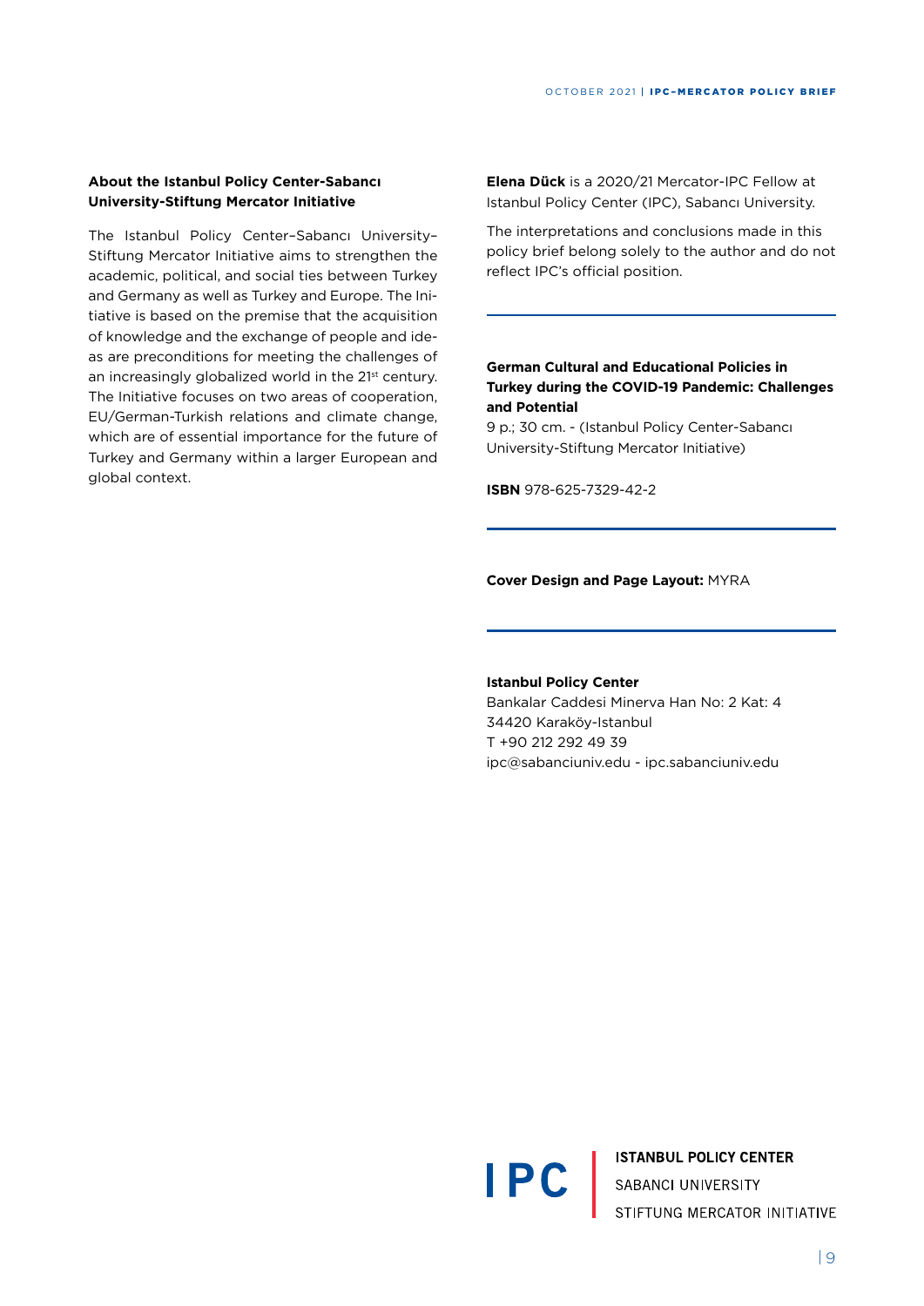**About the Istanbul Policy Center-Sabancı University-Stiftung Mercator Initiative**

The Istanbul Policy Center–Sabancı University–Stiftung Mercator Initiative aims to strengthen the academic, political, and social ties between Turkey and Germany as well as Turkey and Europe. The Initiative is based on the premise that the acquisition of knowledge and the exchange of people and ideas are preconditions for meeting the challenges of an increasingly globalized world in the 21st century. The Initiative focuses on two areas of cooperation, EU/German-Turkish relations and climate change, which are of essential importance for the future of Turkey and Germany within a larger European and global context.

**Elena Dück** is a 2020/21 Mercator-IPC Fellow at Istanbul Policy Center (IPC), Sabancı University.

The interpretations and conclusions made in this policy brief belong solely to the author and do not reflect IPC's official position.

---

**German Cultural and Educational Policies in Turkey during the COVID-19 Pandemic: Challenges and Potential**
9 p.; 30 cm. - (Istanbul Policy Center-Sabancı University-Stiftung Mercator Initiative)

**ISBN** 978-625-7329-42-2

---

**Cover Design and Page Layout:** MYRA

---

**Istanbul Policy Center**
Bankalar Caddesi Minerva Han No: 2 Kat: 4
34420 Karaköy-Istanbul
T +90 212 292 49 39
ipc@sabanciuniv.edu - ipc.sabanciuniv.edu

IPC | ISTANBUL POLICY CENTER
SABANCI UNIVERSITY
STIFTUNG MERCATOR INITIATIVE